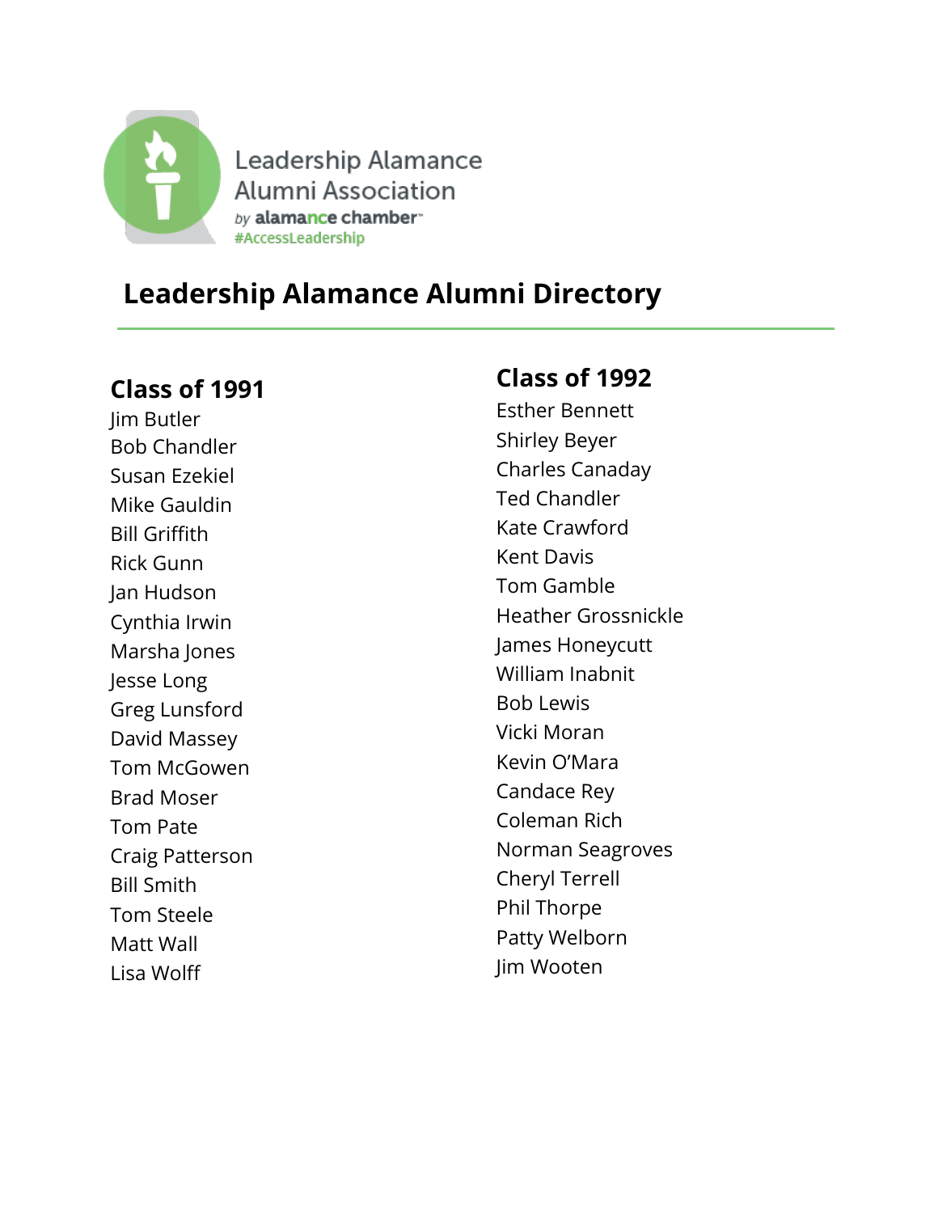Leadership Alamance Alumni Association
*by* **alamance chamber**
#AccessLeadership

# Leadership Alamance Alumni Directory

## Class of 1991

Jim Butler
Bob Chandler
Susan Ezekiel
Mike Gauldin
Bill Griffith
Rick Gunn
Jan Hudson
Cynthia Irwin
Marsha Jones
Jesse Long
Greg Lunsford
David Massey
Tom McGowen
Brad Moser
Tom Pate
Craig Patterson
Bill Smith
Tom Steele
Matt Wall
Lisa Wolff

## Class of 1992

Esther Bennett
Shirley Beyer
Charles Canaday
Ted Chandler
Kate Crawford
Kent Davis
Tom Gamble
Heather Grossnickle
James Honeycutt
William Inabnit
Bob Lewis
Vicki Moran
Kevin O'Mara
Candace Rey
Coleman Rich
Norman Seagroves
Cheryl Terrell
Phil Thorpe
Patty Welborn
Jim Wooten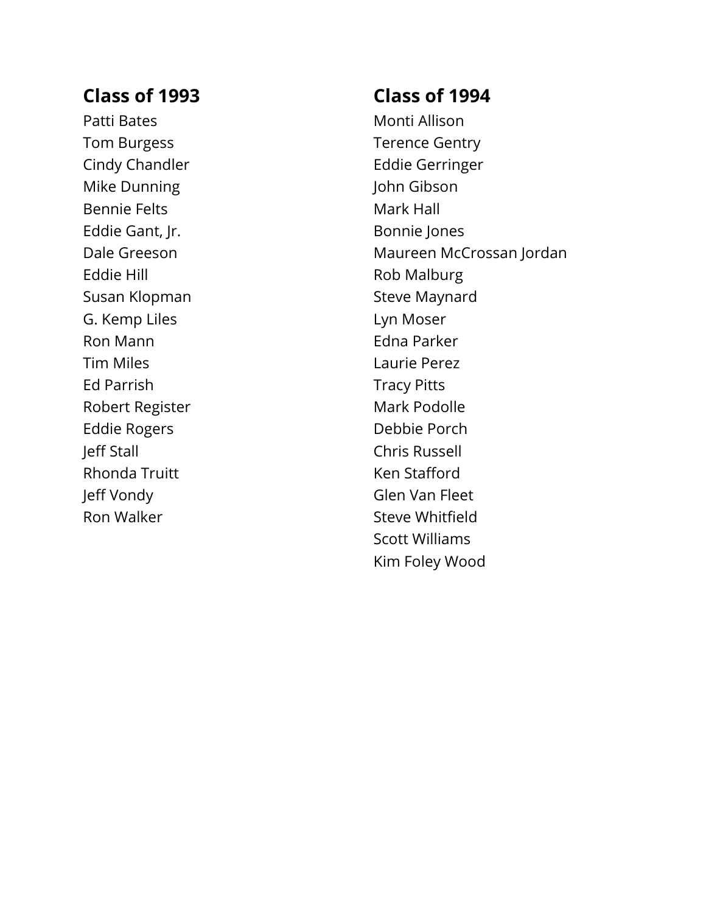## Class of 1993

Patti Bates
Tom Burgess
Cindy Chandler
Mike Dunning
Bennie Felts
Eddie Gant, Jr.
Dale Greeson
Eddie Hill
Susan Klopman
G. Kemp Liles
Ron Mann
Tim Miles
Ed Parrish
Robert Register
Eddie Rogers
Jeff Stall
Rhonda Truitt
Jeff Vondy
Ron Walker

## Class of 1994

Monti Allison
Terence Gentry
Eddie Gerringer
John Gibson
Mark Hall
Bonnie Jones
Maureen McCrossan Jordan
Rob Malburg
Steve Maynard
Lyn Moser
Edna Parker
Laurie Perez
Tracy Pitts
Mark Podolle
Debbie Porch
Chris Russell
Ken Stafford
Glen Van Fleet
Steve Whitfield
Scott Williams
Kim Foley Wood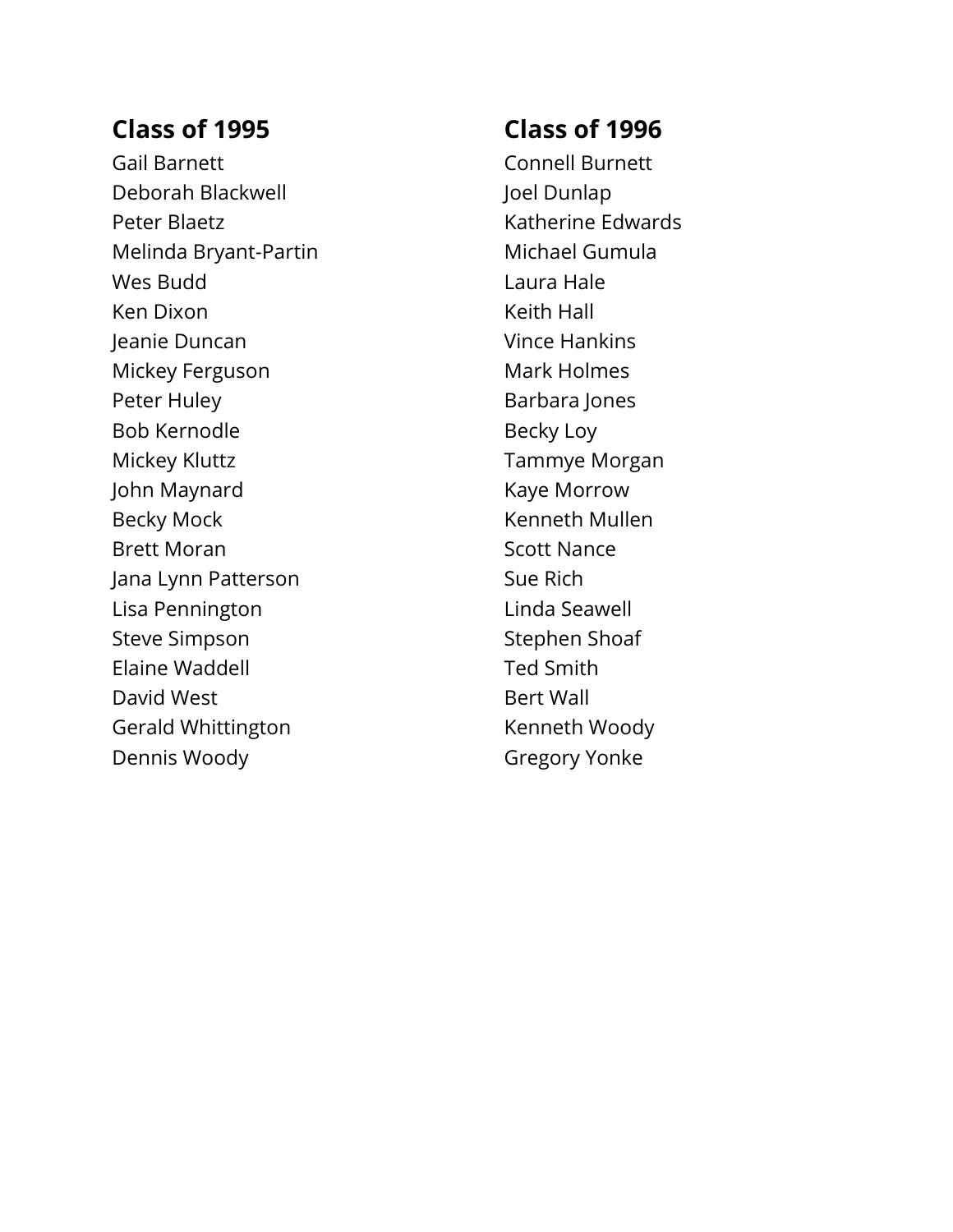## Class of 1995

Gail Barnett
Deborah Blackwell
Peter Blaetz
Melinda Bryant-Partin
Wes Budd
Ken Dixon
Jeanie Duncan
Mickey Ferguson
Peter Huley
Bob Kernodle
Mickey Kluttz
John Maynard
Becky Mock
Brett Moran
Jana Lynn Patterson
Lisa Pennington
Steve Simpson
Elaine Waddell
David West
Gerald Whittington
Dennis Woody

## Class of 1996

Connell Burnett
Joel Dunlap
Katherine Edwards
Michael Gumula
Laura Hale
Keith Hall
Vince Hankins
Mark Holmes
Barbara Jones
Becky Loy
Tammye Morgan
Kaye Morrow
Kenneth Mullen
Scott Nance
Sue Rich
Linda Seawell
Stephen Shoaf
Ted Smith
Bert Wall
Kenneth Woody
Gregory Yonke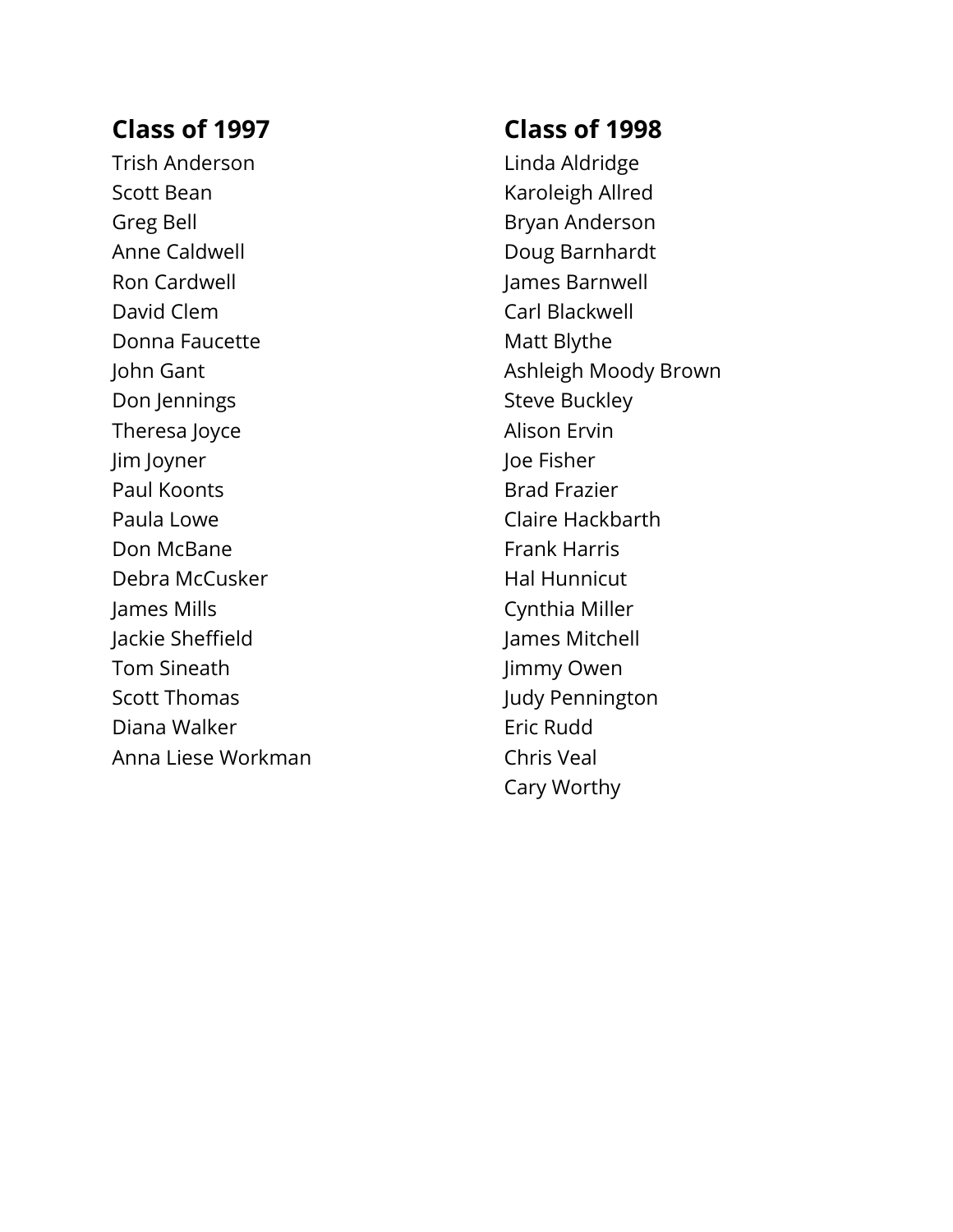## Class of 1997

Trish Anderson
Scott Bean
Greg Bell
Anne Caldwell
Ron Cardwell
David Clem
Donna Faucette
John Gant
Don Jennings
Theresa Joyce
Jim Joyner
Paul Koonts
Paula Lowe
Don McBane
Debra McCusker
James Mills
Jackie Sheffield
Tom Sineath
Scott Thomas
Diana Walker
Anna Liese Workman

## Class of 1998

Linda Aldridge
Karoleigh Allred
Bryan Anderson
Doug Barnhardt
James Barnwell
Carl Blackwell
Matt Blythe
Ashleigh Moody Brown
Steve Buckley
Alison Ervin
Joe Fisher
Brad Frazier
Claire Hackbarth
Frank Harris
Hal Hunnicut
Cynthia Miller
James Mitchell
Jimmy Owen
Judy Pennington
Eric Rudd
Chris Veal
Cary Worthy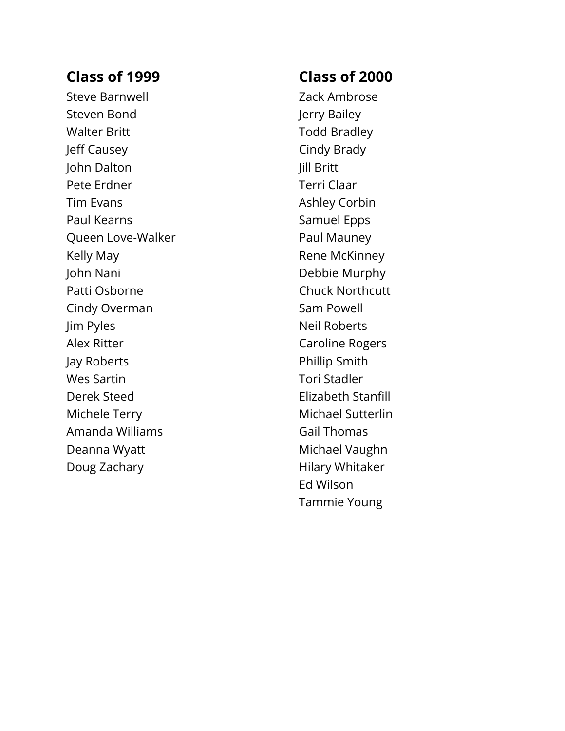## Class of 1999

Steve Barnwell
Steven Bond
Walter Britt
Jeff Causey
John Dalton
Pete Erdner
Tim Evans
Paul Kearns
Queen Love-Walker
Kelly May
John Nani
Patti Osborne
Cindy Overman
Jim Pyles
Alex Ritter
Jay Roberts
Wes Sartin
Derek Steed
Michele Terry
Amanda Williams
Deanna Wyatt
Doug Zachary

## Class of 2000

Zack Ambrose
Jerry Bailey
Todd Bradley
Cindy Brady
Jill Britt
Terri Claar
Ashley Corbin
Samuel Epps
Paul Mauney
Rene McKinney
Debbie Murphy
Chuck Northcutt
Sam Powell
Neil Roberts
Caroline Rogers
Phillip Smith
Tori Stadler
Elizabeth Stanfill
Michael Sutterlin
Gail Thomas
Michael Vaughn
Hilary Whitaker
Ed Wilson
Tammie Young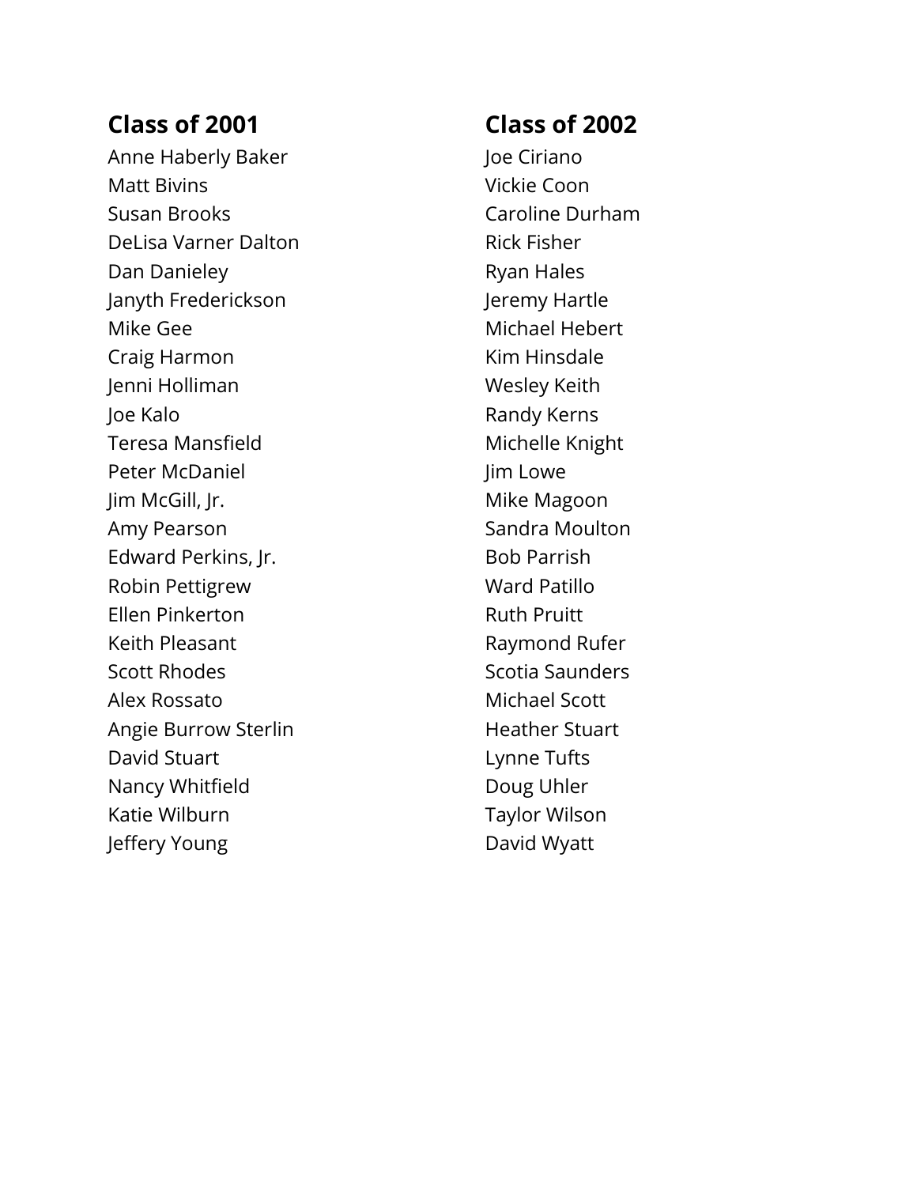## Class of 2001

Anne Haberly Baker
Matt Bivins
Susan Brooks
DeLisa Varner Dalton
Dan Danieley
Janyth Frederickson
Mike Gee
Craig Harmon
Jenni Holliman
Joe Kalo
Teresa Mansfield
Peter McDaniel
Jim McGill, Jr.
Amy Pearson
Edward Perkins, Jr.
Robin Pettigrew
Ellen Pinkerton
Keith Pleasant
Scott Rhodes
Alex Rossato
Angie Burrow Sterlin
David Stuart
Nancy Whitfield
Katie Wilburn
Jeffery Young

## Class of 2002

Joe Ciriano
Vickie Coon
Caroline Durham
Rick Fisher
Ryan Hales
Jeremy Hartle
Michael Hebert
Kim Hinsdale
Wesley Keith
Randy Kerns
Michelle Knight
Jim Lowe
Mike Magoon
Sandra Moulton
Bob Parrish
Ward Patillo
Ruth Pruitt
Raymond Rufer
Scotia Saunders
Michael Scott
Heather Stuart
Lynne Tufts
Doug Uhler
Taylor Wilson
David Wyatt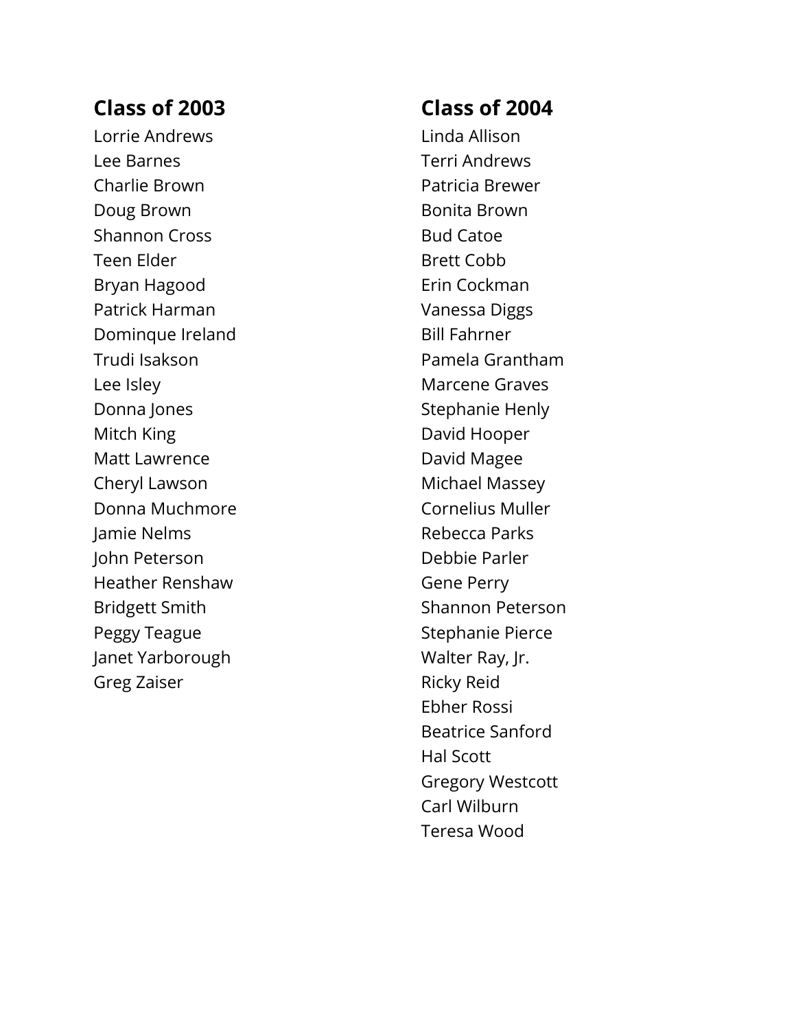## Class of 2003

Lorrie Andrews
Lee Barnes
Charlie Brown
Doug Brown
Shannon Cross
Teen Elder
Bryan Hagood
Patrick Harman
Dominque Ireland
Trudi Isakson
Lee Isley
Donna Jones
Mitch King
Matt Lawrence
Cheryl Lawson
Donna Muchmore
Jamie Nelms
John Peterson
Heather Renshaw
Bridgett Smith
Peggy Teague
Janet Yarborough
Greg Zaiser

## Class of 2004

Linda Allison
Terri Andrews
Patricia Brewer
Bonita Brown
Bud Catoe
Brett Cobb
Erin Cockman
Vanessa Diggs
Bill Fahrner
Pamela Grantham
Marcene Graves
Stephanie Henly
David Hooper
David Magee
Michael Massey
Cornelius Muller
Rebecca Parks
Debbie Parler
Gene Perry
Shannon Peterson
Stephanie Pierce
Walter Ray, Jr.
Ricky Reid
Ebher Rossi
Beatrice Sanford
Hal Scott
Gregory Westcott
Carl Wilburn
Teresa Wood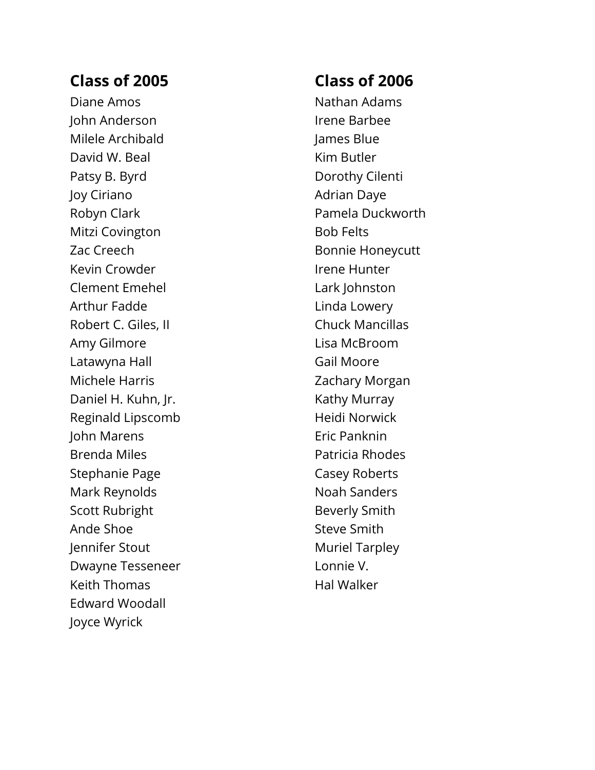## Class of 2005

Diane Amos
John Anderson
Milele Archibald
David W. Beal
Patsy B. Byrd
Joy Ciriano
Robyn Clark
Mitzi Covington
Zac Creech
Kevin Crowder
Clement Emehel
Arthur Fadde
Robert C. Giles, II
Amy Gilmore
Latawyna Hall
Michele Harris
Daniel H. Kuhn, Jr.
Reginald Lipscomb
John Marens
Brenda Miles
Stephanie Page
Mark Reynolds
Scott Rubright
Ande Shoe
Jennifer Stout
Dwayne Tesseneer
Keith Thomas
Edward Woodall
Joyce Wyrick

## Class of 2006

Nathan Adams
Irene Barbee
James Blue
Kim Butler
Dorothy Cilenti
Adrian Daye
Pamela Duckworth
Bob Felts
Bonnie Honeycutt
Irene Hunter
Lark Johnston
Linda Lowery
Chuck Mancillas
Lisa McBroom
Gail Moore
Zachary Morgan
Kathy Murray
Heidi Norwick
Eric Panknin
Patricia Rhodes
Casey Roberts
Noah Sanders
Beverly Smith
Steve Smith
Muriel Tarpley
Lonnie V.
Hal Walker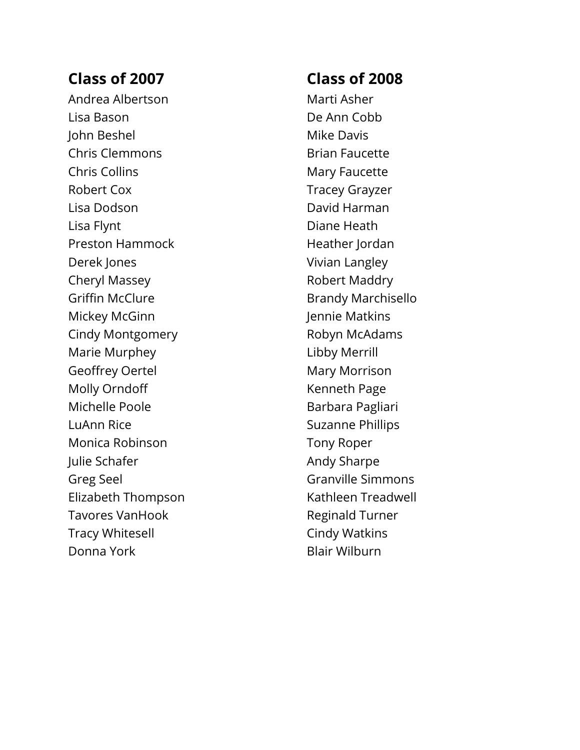## Class of 2007

Andrea Albertson
Lisa Bason
John Beshel
Chris Clemmons
Chris Collins
Robert Cox
Lisa Dodson
Lisa Flynt
Preston Hammock
Derek Jones
Cheryl Massey
Griffin McClure
Mickey McGinn
Cindy Montgomery
Marie Murphey
Geoffrey Oertel
Molly Orndoff
Michelle Poole
LuAnn Rice
Monica Robinson
Julie Schafer
Greg Seel
Elizabeth Thompson
Tavores VanHook
Tracy Whitesell
Donna York

## Class of 2008

Marti Asher
De Ann Cobb
Mike Davis
Brian Faucette
Mary Faucette
Tracey Grayzer
David Harman
Diane Heath
Heather Jordan
Vivian Langley
Robert Maddry
Brandy Marchisello
Jennie Matkins
Robyn McAdams
Libby Merrill
Mary Morrison
Kenneth Page
Barbara Pagliari
Suzanne Phillips
Tony Roper
Andy Sharpe
Granville Simmons
Kathleen Treadwell
Reginald Turner
Cindy Watkins
Blair Wilburn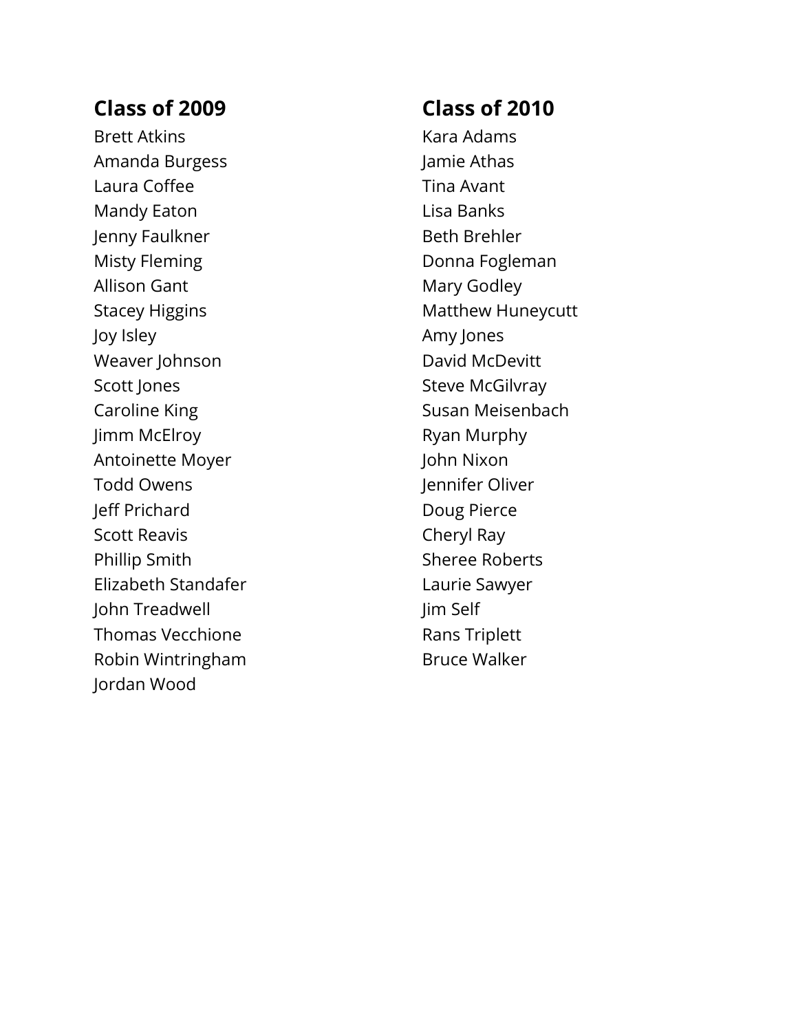## Class of 2009

Brett Atkins
Amanda Burgess
Laura Coffee
Mandy Eaton
Jenny Faulkner
Misty Fleming
Allison Gant
Stacey Higgins
Joy Isley
Weaver Johnson
Scott Jones
Caroline King
Jimm McElroy
Antoinette Moyer
Todd Owens
Jeff Prichard
Scott Reavis
Phillip Smith
Elizabeth Standafer
John Treadwell
Thomas Vecchione
Robin Wintringham
Jordan Wood

## Class of 2010

Kara Adams
Jamie Athas
Tina Avant
Lisa Banks
Beth Brehler
Donna Fogleman
Mary Godley
Matthew Huneycutt
Amy Jones
David McDevitt
Steve McGilvray
Susan Meisenbach
Ryan Murphy
John Nixon
Jennifer Oliver
Doug Pierce
Cheryl Ray
Sheree Roberts
Laurie Sawyer
Jim Self
Rans Triplett
Bruce Walker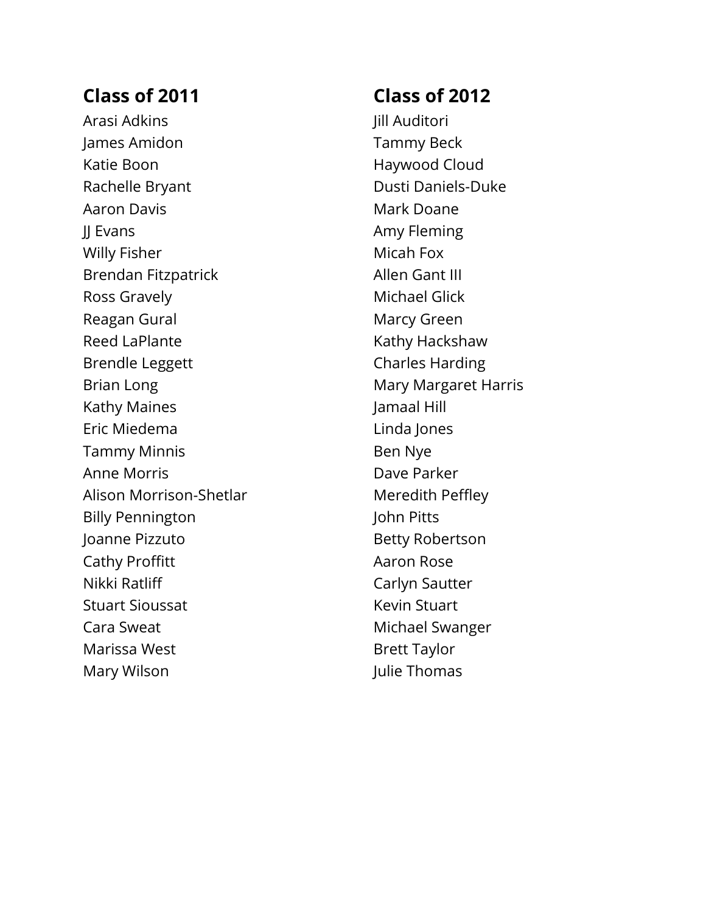## Class of 2011

Arasi Adkins
James Amidon
Katie Boon
Rachelle Bryant
Aaron Davis
JJ Evans
Willy Fisher
Brendan Fitzpatrick
Ross Gravely
Reagan Gural
Reed LaPlante
Brendle Leggett
Brian Long
Kathy Maines
Eric Miedema
Tammy Minnis
Anne Morris
Alison Morrison-Shetlar
Billy Pennington
Joanne Pizzuto
Cathy Proffitt
Nikki Ratliff
Stuart Sioussat
Cara Sweat
Marissa West
Mary Wilson

## Class of 2012

Jill Auditori
Tammy Beck
Haywood Cloud
Dusti Daniels-Duke
Mark Doane
Amy Fleming
Micah Fox
Allen Gant III
Michael Glick
Marcy Green
Kathy Hackshaw
Charles Harding
Mary Margaret Harris
Jamaal Hill
Linda Jones
Ben Nye
Dave Parker
Meredith Peffley
John Pitts
Betty Robertson
Aaron Rose
Carlyn Sautter
Kevin Stuart
Michael Swanger
Brett Taylor
Julie Thomas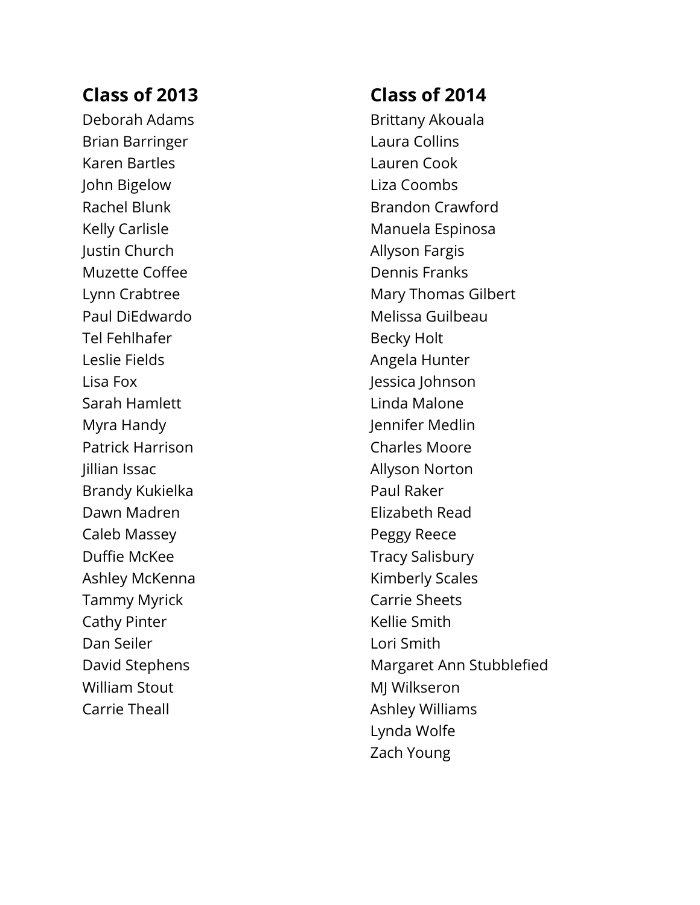## Class of 2013

Deborah Adams
Brian Barringer
Karen Bartles
John Bigelow
Rachel Blunk
Kelly Carlisle
Justin Church
Muzette Coffee
Lynn Crabtree
Paul DiEdwardo
Tel Fehlhafer
Leslie Fields
Lisa Fox
Sarah Hamlett
Myra Handy
Patrick Harrison
Jillian Issac
Brandy Kukielka
Dawn Madren
Caleb Massey
Duffie McKee
Ashley McKenna
Tammy Myrick
Cathy Pinter
Dan Seiler
David Stephens
William Stout
Carrie Theall

## Class of 2014

Brittany Akouala
Laura Collins
Lauren Cook
Liza Coombs
Brandon Crawford
Manuela Espinosa
Allyson Fargis
Dennis Franks
Mary Thomas Gilbert
Melissa Guilbeau
Becky Holt
Angela Hunter
Jessica Johnson
Linda Malone
Jennifer Medlin
Charles Moore
Allyson Norton
Paul Raker
Elizabeth Read
Peggy Reece
Tracy Salisbury
Kimberly Scales
Carrie Sheets
Kellie Smith
Lori Smith
Margaret Ann Stubblefied
MJ Wilkseron
Ashley Williams
Lynda Wolfe
Zach Young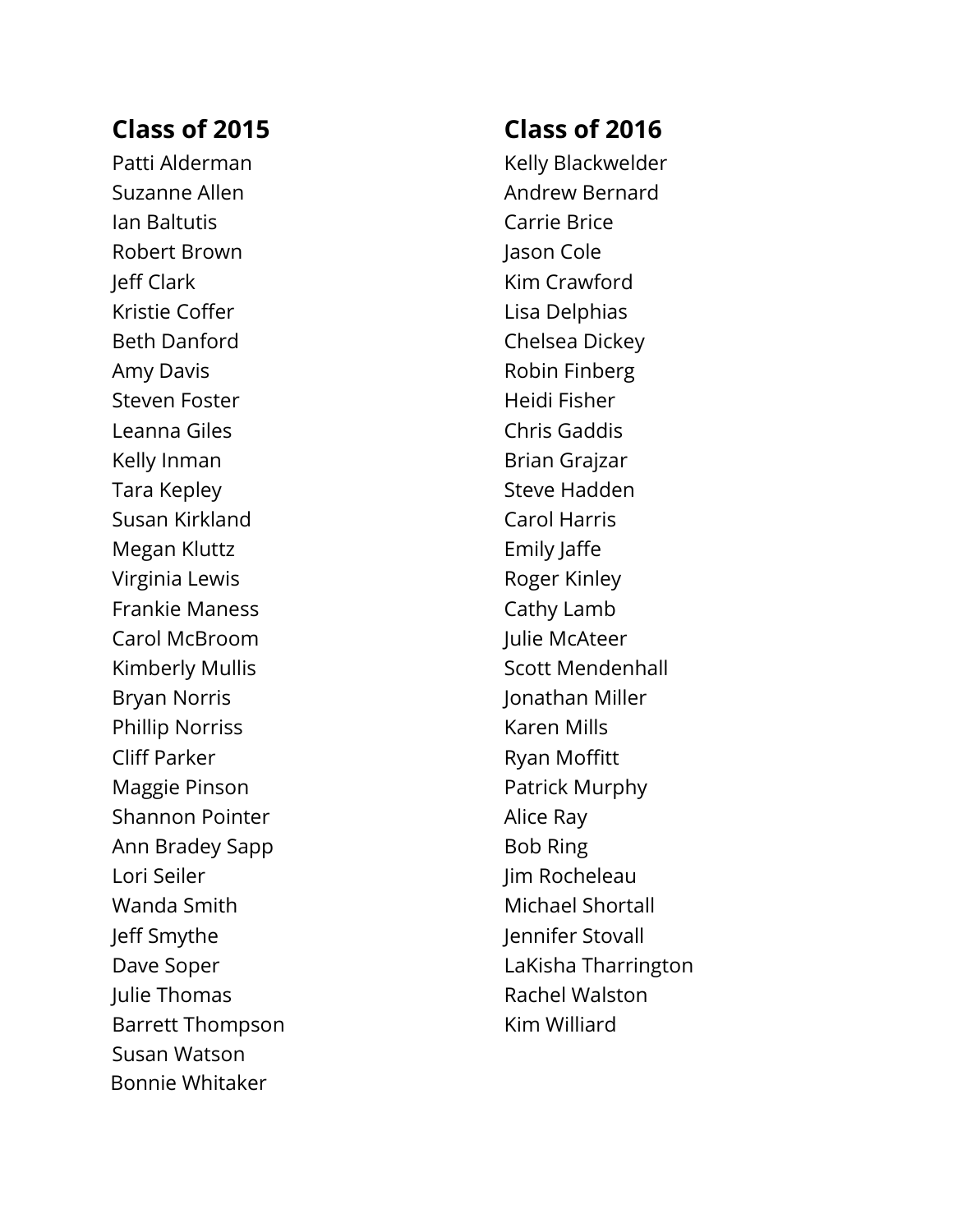## Class of 2015

Patti Alderman
Suzanne Allen
Ian Baltutis
Robert Brown
Jeff Clark
Kristie Coffer
Beth Danford
Amy Davis
Steven Foster
Leanna Giles
Kelly Inman
Tara Kepley
Susan Kirkland
Megan Kluttz
Virginia Lewis
Frankie Maness
Carol McBroom
Kimberly Mullis
Bryan Norris
Phillip Norriss
Cliff Parker
Maggie Pinson
Shannon Pointer
Ann Bradey Sapp
Lori Seiler
Wanda Smith
Jeff Smythe
Dave Soper
Julie Thomas
Barrett Thompson
Susan Watson
Bonnie Whitaker

## Class of 2016

Kelly Blackwelder
Andrew Bernard
Carrie Brice
Jason Cole
Kim Crawford
Lisa Delphias
Chelsea Dickey
Robin Finberg
Heidi Fisher
Chris Gaddis
Brian Grajzar
Steve Hadden
Carol Harris
Emily Jaffe
Roger Kinley
Cathy Lamb
Julie McAteer
Scott Mendenhall
Jonathan Miller
Karen Mills
Ryan Moffitt
Patrick Murphy
Alice Ray
Bob Ring
Jim Rocheleau
Michael Shortall
Jennifer Stovall
LaKisha Tharrington
Rachel Walston
Kim Williard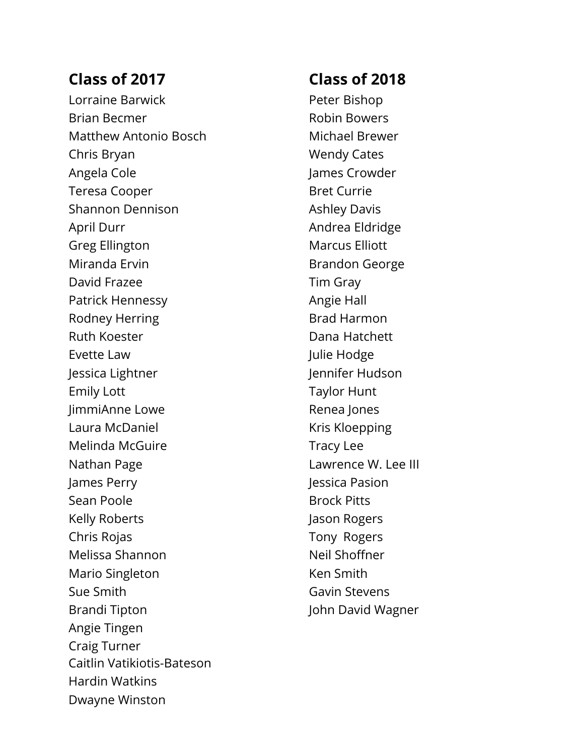## Class of 2017

Lorraine Barwick
Brian Becmer
Matthew Antonio Bosch
Chris Bryan
Angela Cole
Teresa Cooper
Shannon Dennison
April Durr
Greg Ellington
Miranda Ervin
David Frazee
Patrick Hennessy
Rodney Herring
Ruth Koester
Evette Law
Jessica Lightner
Emily Lott
JimmiAnne Lowe
Laura McDaniel
Melinda McGuire
Nathan Page
James Perry
Sean Poole
Kelly Roberts
Chris Rojas
Melissa Shannon
Mario Singleton
Sue Smith
Brandi Tipton
Angie Tingen
Craig Turner
Caitlin Vatikiotis-Bateson
Hardin Watkins
Dwayne Winston

## Class of 2018

Peter Bishop
Robin Bowers
Michael Brewer
Wendy Cates
James Crowder
Bret Currie
Ashley Davis
Andrea Eldridge
Marcus Elliott
Brandon George
Tim Gray
Angie Hall
Brad Harmon
Dana Hatchett
Julie Hodge
Jennifer Hudson
Taylor Hunt
Renea Jones
Kris Kloepping
Tracy Lee
Lawrence W. Lee III
Jessica Pasion
Brock Pitts
Jason Rogers
Tony Rogers
Neil Shoffner
Ken Smith
Gavin Stevens
John David Wagner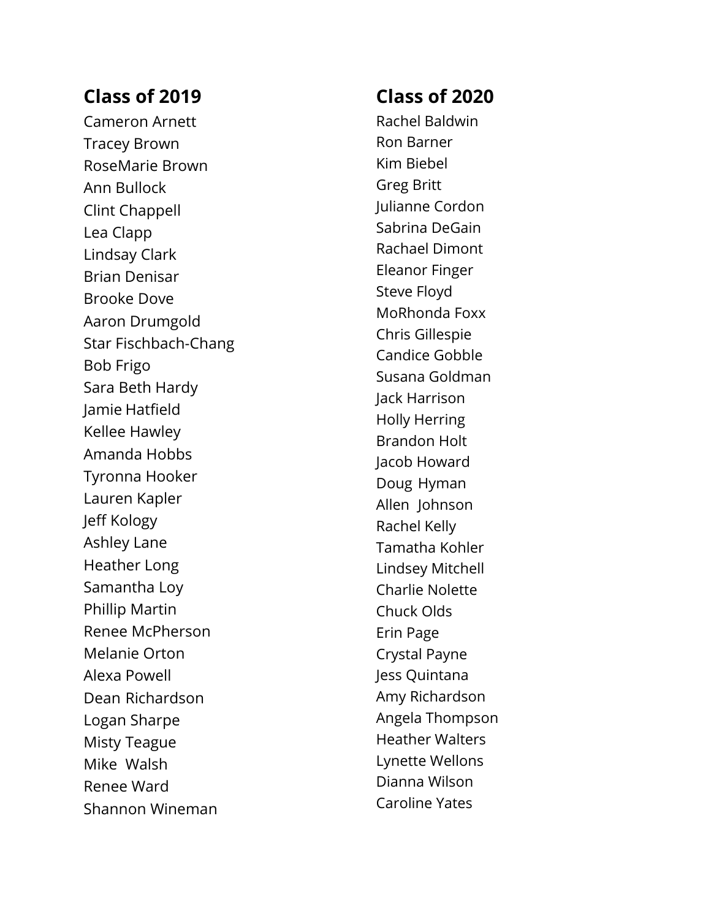## Class of 2019

Cameron Arnett
Tracey Brown
RoseMarie Brown
Ann Bullock
Clint Chappell
Lea Clapp
Lindsay Clark
Brian Denisar
Brooke Dove
Aaron Drumgold
Star Fischbach-Chang
Bob Frigo
Sara Beth Hardy
Jamie Hatfield
Kellee Hawley
Amanda Hobbs
Tyronna Hooker
Lauren Kapler
Jeff Kology
Ashley Lane
Heather Long
Samantha Loy
Phillip Martin
Renee McPherson
Melanie Orton
Alexa Powell
Dean Richardson
Logan Sharpe
Misty Teague
Mike Walsh
Renee Ward
Shannon Wineman

## Class of 2020

Rachel Baldwin
Ron Barner
Kim Biebel
Greg Britt
Julianne Cordon
Sabrina DeGain
Rachael Dimont
Eleanor Finger
Steve Floyd
MoRhonda Foxx
Chris Gillespie
Candice Gobble
Susana Goldman
Jack Harrison
Holly Herring
Brandon Holt
Jacob Howard
Doug Hyman
Allen Johnson
Rachel Kelly
Tamatha Kohler
Lindsey Mitchell
Charlie Nolette
Chuck Olds
Erin Page
Crystal Payne
Jess Quintana
Amy Richardson
Angela Thompson
Heather Walters
Lynette Wellons
Dianna Wilson
Caroline Yates